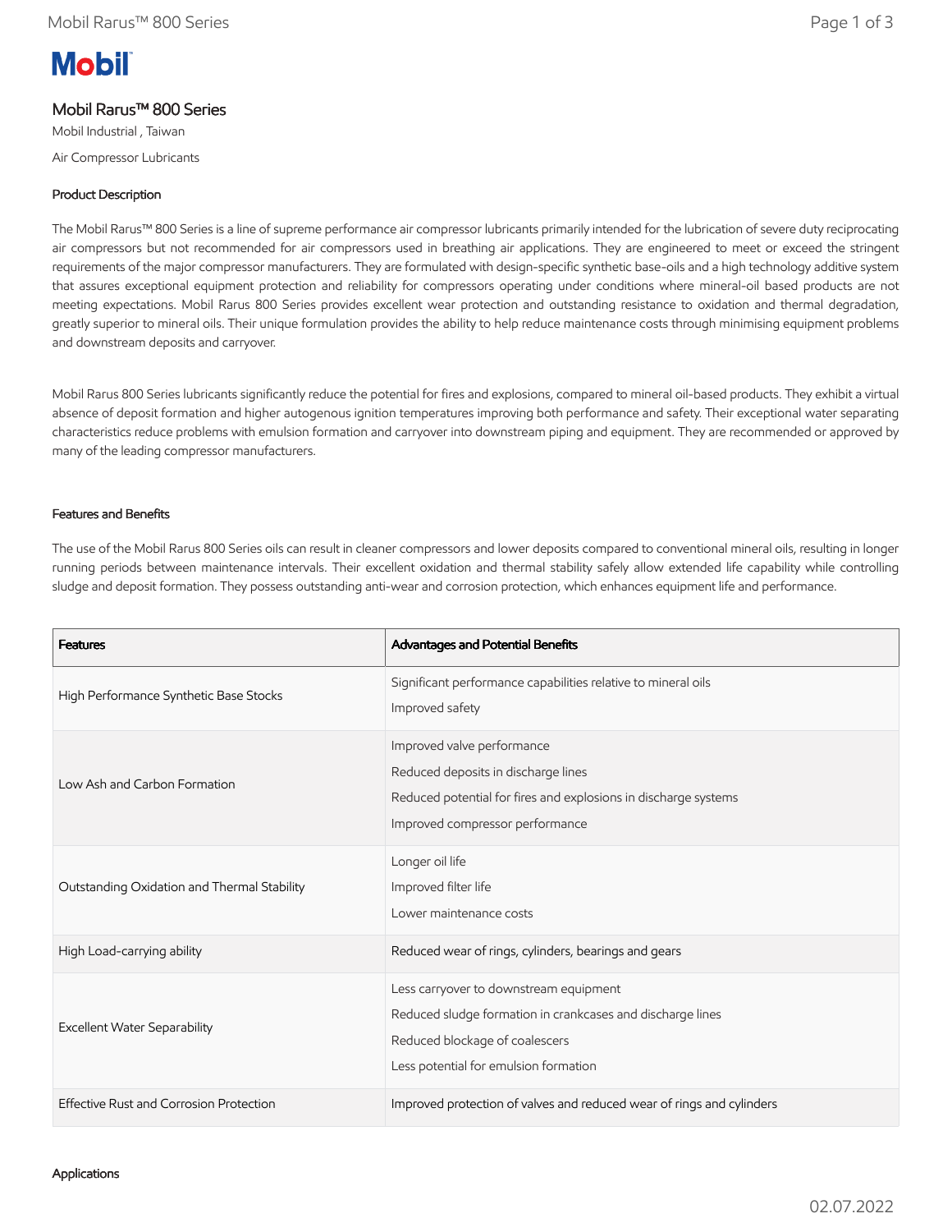**Mobil**

# Mobil Rarus™ 800 Series

Mobil Industrial , Taiwan

Air Compressor Lubricants

## Product Description

The Mobil Rarus™ 800 Series is a line of supreme performance air compressor lubricants primarily intended for the lubrication of severe duty reciprocating air compressors but not recommended for air compressors used in breathing air applications. They are engineered to meet or exceed the stringent requirements of the major compressor manufacturers. They are formulated with design-specific synthetic base-oils and a high technology additive system that assures exceptional equipment protection and reliability for compressors operating under conditions where mineral-oil based products are not meeting expectations. Mobil Rarus 800 Series provides excellent wear protection and outstanding resistance to oxidation and thermal degradation, greatly superior to mineral oils. Their unique formulation provides the ability to help reduce maintenance costs through minimising equipment problems and downstream deposits and carryover.

Mobil Rarus 800 Series lubricants significantly reduce the potential for fires and explosions, compared to mineral oil-based products. They exhibit a virtual absence of deposit formation and higher autogenous ignition temperatures improving both performance and safety. Their exceptional water separating characteristics reduce problems with emulsion formation and carryover into downstream piping and equipment. They are recommended or approved by many of the leading compressor manufacturers.

## Features and Benefits

The use of the Mobil Rarus 800 Series oils can result in cleaner compressors and lower deposits compared to conventional mineral oils, resulting in longer running periods between maintenance intervals. Their excellent oxidation and thermal stability safely allow extended life capability while controlling sludge and deposit formation. They possess outstanding anti-wear and corrosion protection, which enhances equipment life and performance.

| Features | Advantages and Potential Benefits |
|---|---|
| High Performance Synthetic Base Stocks | Significant performance capabilities relative to mineral oils<br>Improved safety |
| Low Ash and Carbon Formation | Improved valve performance<br>Reduced deposits in discharge lines<br>Reduced potential for fires and explosions in discharge systems<br>Improved compressor performance |
| Outstanding Oxidation and Thermal Stability | Longer oil life<br>Improved filter life<br>Lower maintenance costs |
| High Load-carrying ability | Reduced wear of rings, cylinders, bearings and gears |
| Excellent Water Separability | Less carryover to downstream equipment<br>Reduced sludge formation in crankcases and discharge lines<br>Reduced blockage of coalescers<br>Less potential for emulsion formation |
| Effective Rust and Corrosion Protection | Improved protection of valves and reduced wear of rings and cylinders |

## Applications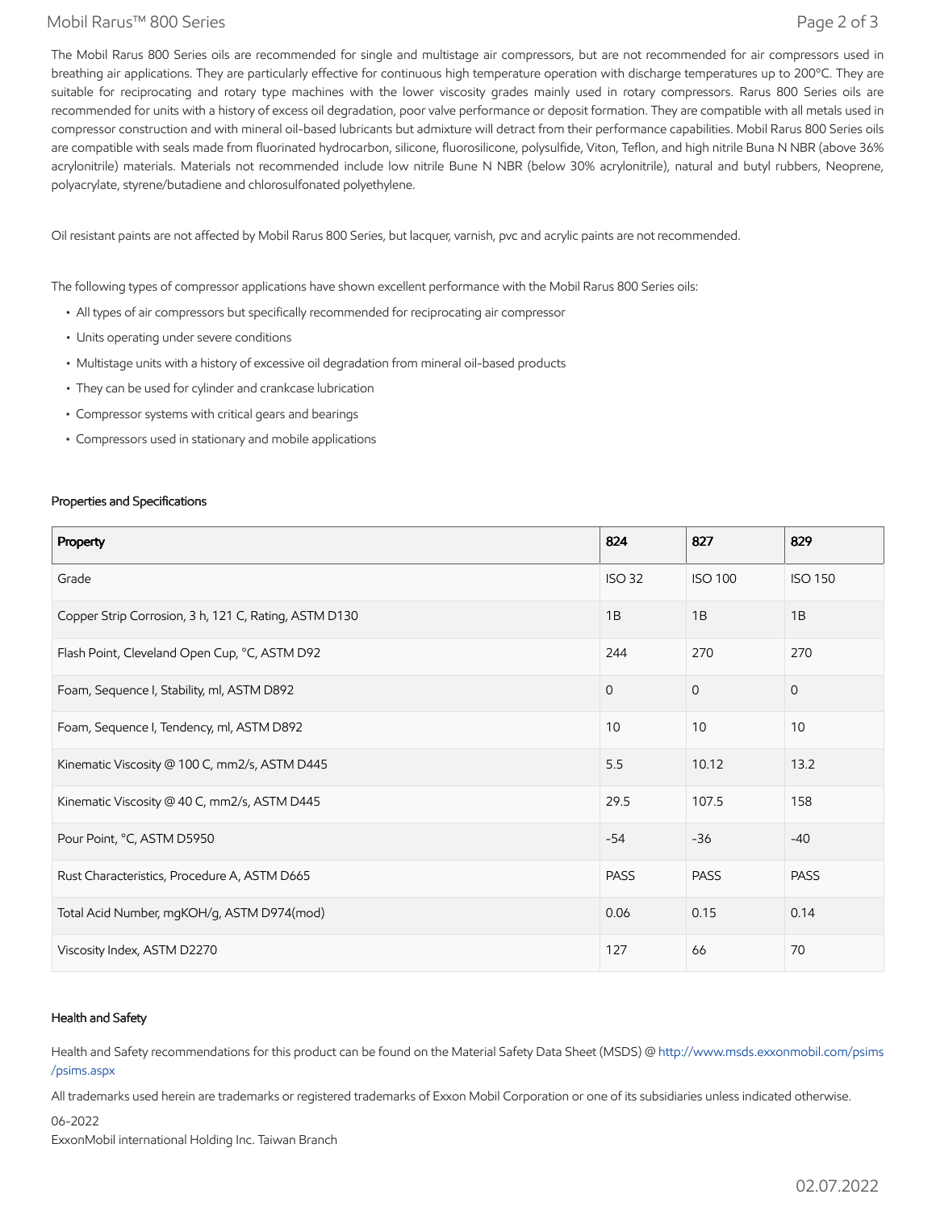The Mobil Rarus 800 Series oils are recommended for single and multistage air compressors, but are not recommended for air compressors used in breathing air applications. They are particularly effective for continuous high temperature operation with discharge temperatures up to 200ºC. They are suitable for reciprocating and rotary type machines with the lower viscosity grades mainly used in rotary compressors. Rarus 800 Series oils are recommended for units with a history of excess oil degradation, poor valve performance or deposit formation. They are compatible with all metals used in compressor construction and with mineral oil-based lubricants but admixture will detract from their performance capabilities. Mobil Rarus 800 Series oils are compatible with seals made from fluorinated hydrocarbon, silicone, fluorosilicone, polysulfide, Viton, Teflon, and high nitrile Buna N NBR (above 36% acrylonitrile) materials. Materials not recommended include low nitrile Bune N NBR (below 30% acrylonitrile), natural and butyl rubbers, Neoprene, polyacrylate, styrene/butadiene and chlorosulfonated polyethylene.

Oil resistant paints are not affected by Mobil Rarus 800 Series, but lacquer, varnish, pvc and acrylic paints are not recommended.

The following types of compressor applications have shown excellent performance with the Mobil Rarus 800 Series oils:

- All types of air compressors but specifically recommended for reciprocating air compressor
- Units operating under severe conditions
- Multistage units with a history of excessive oil degradation from mineral oil-based products
- They can be used for cylinder and crankcase lubrication
- Compressor systems with critical gears and bearings
- Compressors used in stationary and mobile applications

### Properties and Specifications

| Property | 824 | 827 | 829 |
|---|---|---|---|
| Grade | ISO 32 | ISO 100 | ISO 150 |
| Copper Strip Corrosion, 3 h, 121 C, Rating, ASTM D130 | 1B | 1B | 1B |
| Flash Point, Cleveland Open Cup, °C, ASTM D92 | 244 | 270 | 270 |
| Foam, Sequence I, Stability, ml, ASTM D892 | 0 | 0 | 0 |
| Foam, Sequence I, Tendency, ml, ASTM D892 | 10 | 10 | 10 |
| Kinematic Viscosity @ 100 C, mm2/s, ASTM D445 | 5.5 | 10.12 | 13.2 |
| Kinematic Viscosity @ 40 C, mm2/s, ASTM D445 | 29.5 | 107.5 | 158 |
| Pour Point, °C, ASTM D5950 | -54 | -36 | -40 |
| Rust Characteristics, Procedure A, ASTM D665 | PASS | PASS | PASS |
| Total Acid Number, mgKOH/g, ASTM D974(mod) | 0.06 | 0.15 | 0.14 |
| Viscosity Index, ASTM D2270 | 127 | 66 | 70 |

### Health and Safety

Health and Safety recommendations for this product can be found on the Material Safety Data Sheet (MSDS) @ http://www.msds.exxonmobil.com/psims/psims.aspx

All trademarks used herein are trademarks or registered trademarks of Exxon Mobil Corporation or one of its subsidiaries unless indicated otherwise.

06-2022
ExxonMobil international Holding Inc. Taiwan Branch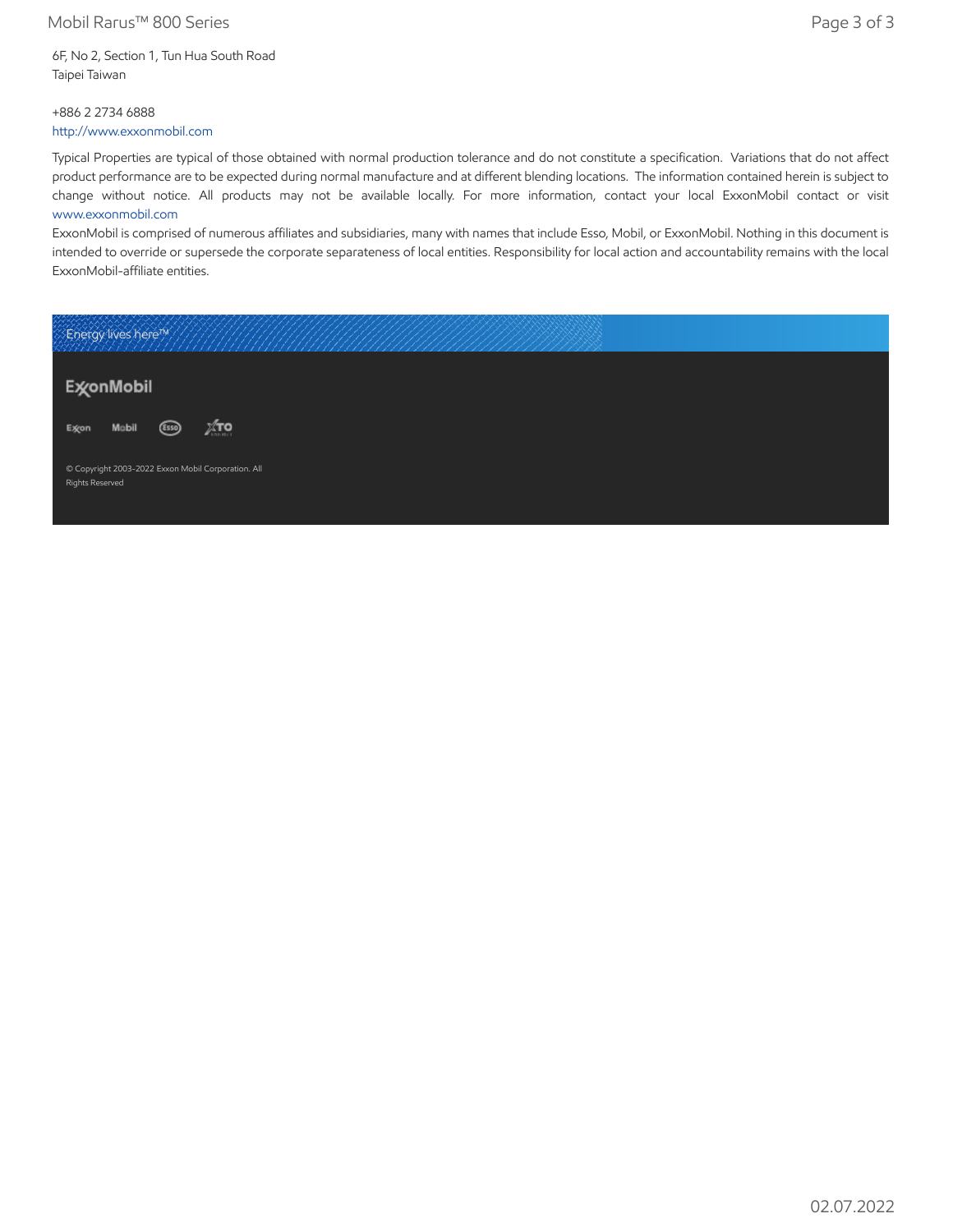6F, No 2, Section 1, Tun Hua South Road
Taipei Taiwan

+886 2 2734 6888
http://www.exxonmobil.com

Typical Properties are typical of those obtained with normal production tolerance and do not constitute a specification. Variations that do not affect product performance are to be expected during normal manufacture and at different blending locations. The information contained herein is subject to change without notice. All products may not be available locally. For more information, contact your local ExxonMobil contact or visit www.exxonmobil.com

ExxonMobil is comprised of numerous affiliates and subsidiaries, many with names that include Esso, Mobil, or ExxonMobil. Nothing in this document is intended to override or supersede the corporate separateness of local entities. Responsibility for local action and accountability remains with the local ExxonMobil-affiliate entities.

Energy lives here™

ExxonMobil

Exxon Mobil Esso XTO

© Copyright 2003-2022 Exxon Mobil Corporation. All Rights Reserved